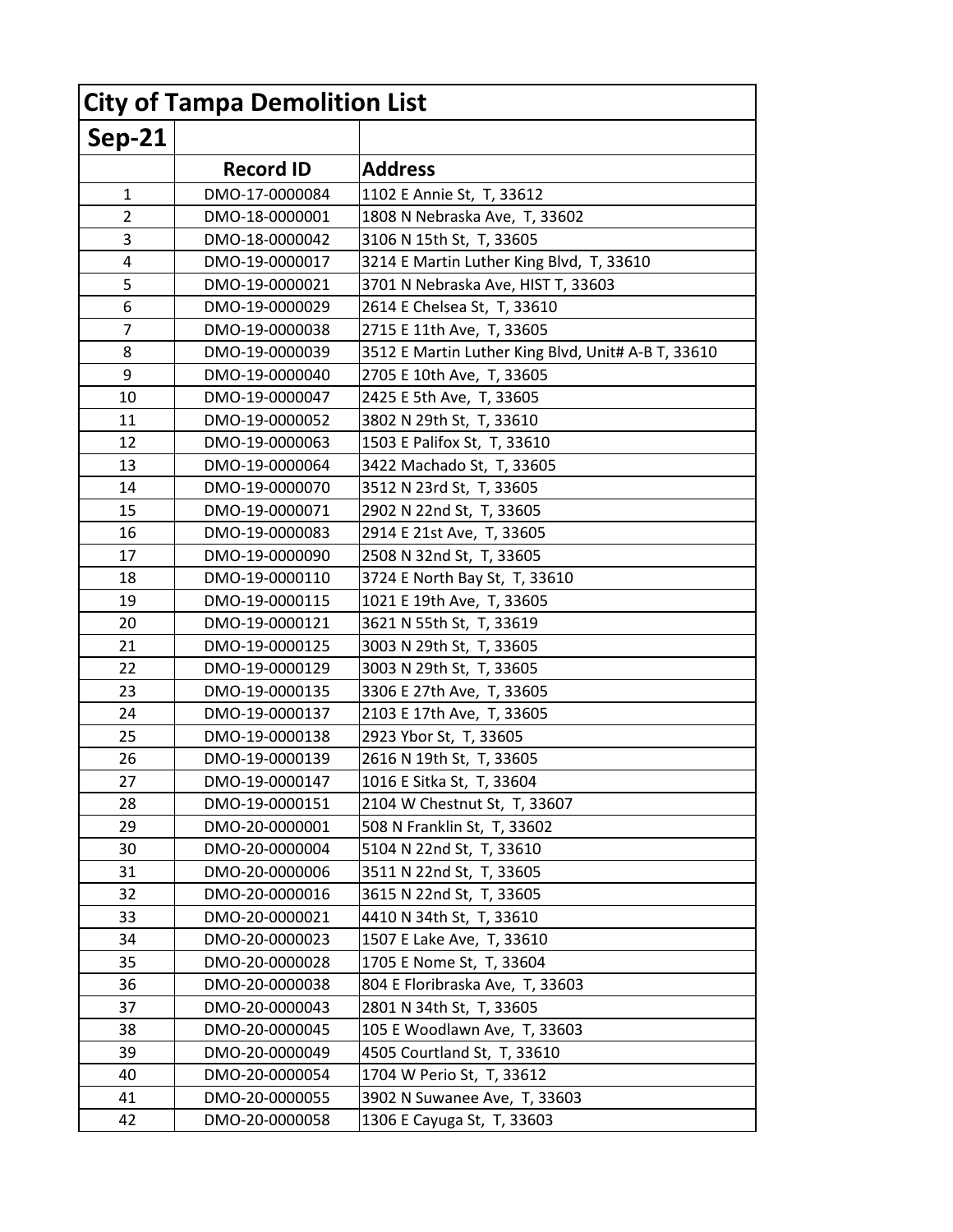# City of Tampa Demolition List

## Sep-21

| | Record ID | Address |
|---|---|---|
| 1 | DMO-17-0000084 | 1102 E Annie St,  T, 33612 |
| 2 | DMO-18-0000001 | 1808 N Nebraska Ave,  T, 33602 |
| 3 | DMO-18-0000042 | 3106 N 15th St,  T, 33605 |
| 4 | DMO-19-0000017 | 3214 E Martin Luther King Blvd,  T, 33610 |
| 5 | DMO-19-0000021 | 3701 N Nebraska Ave, HIST T, 33603 |
| 6 | DMO-19-0000029 | 2614 E Chelsea St,  T, 33610 |
| 7 | DMO-19-0000038 | 2715 E 11th Ave,  T, 33605 |
| 8 | DMO-19-0000039 | 3512 E Martin Luther King Blvd, Unit# A-B T, 33610 |
| 9 | DMO-19-0000040 | 2705 E 10th Ave,  T, 33605 |
| 10 | DMO-19-0000047 | 2425 E 5th Ave,  T, 33605 |
| 11 | DMO-19-0000052 | 3802 N 29th St,  T, 33610 |
| 12 | DMO-19-0000063 | 1503 E Palifox St,  T, 33610 |
| 13 | DMO-19-0000064 | 3422 Machado St,  T, 33605 |
| 14 | DMO-19-0000070 | 3512 N 23rd St,  T, 33605 |
| 15 | DMO-19-0000071 | 2902 N 22nd St,  T, 33605 |
| 16 | DMO-19-0000083 | 2914 E 21st Ave,  T, 33605 |
| 17 | DMO-19-0000090 | 2508 N 32nd St,  T, 33605 |
| 18 | DMO-19-0000110 | 3724 E North Bay St,  T, 33610 |
| 19 | DMO-19-0000115 | 1021 E 19th Ave,  T, 33605 |
| 20 | DMO-19-0000121 | 3621 N 55th St,  T, 33619 |
| 21 | DMO-19-0000125 | 3003 N 29th St,  T, 33605 |
| 22 | DMO-19-0000129 | 3003 N 29th St,  T, 33605 |
| 23 | DMO-19-0000135 | 3306 E 27th Ave,  T, 33605 |
| 24 | DMO-19-0000137 | 2103 E 17th Ave,  T, 33605 |
| 25 | DMO-19-0000138 | 2923 Ybor St,  T, 33605 |
| 26 | DMO-19-0000139 | 2616 N 19th St,  T, 33605 |
| 27 | DMO-19-0000147 | 1016 E Sitka St,  T, 33604 |
| 28 | DMO-19-0000151 | 2104 W Chestnut St,  T, 33607 |
| 29 | DMO-20-0000001 | 508 N Franklin St,  T, 33602 |
| 30 | DMO-20-0000004 | 5104 N 22nd St,  T, 33610 |
| 31 | DMO-20-0000006 | 3511 N 22nd St,  T, 33605 |
| 32 | DMO-20-0000016 | 3615 N 22nd St,  T, 33605 |
| 33 | DMO-20-0000021 | 4410 N 34th St,  T, 33610 |
| 34 | DMO-20-0000023 | 1507 E Lake Ave,  T, 33610 |
| 35 | DMO-20-0000028 | 1705 E Nome St,  T, 33604 |
| 36 | DMO-20-0000038 | 804 E Floribraska Ave,  T, 33603 |
| 37 | DMO-20-0000043 | 2801 N 34th St,  T, 33605 |
| 38 | DMO-20-0000045 | 105 E Woodlawn Ave,  T, 33603 |
| 39 | DMO-20-0000049 | 4505 Courtland St,  T, 33610 |
| 40 | DMO-20-0000054 | 1704 W Perio St,  T, 33612 |
| 41 | DMO-20-0000055 | 3902 N Suwanee Ave,  T, 33603 |
| 42 | DMO-20-0000058 | 1306 E Cayuga St,  T, 33603 |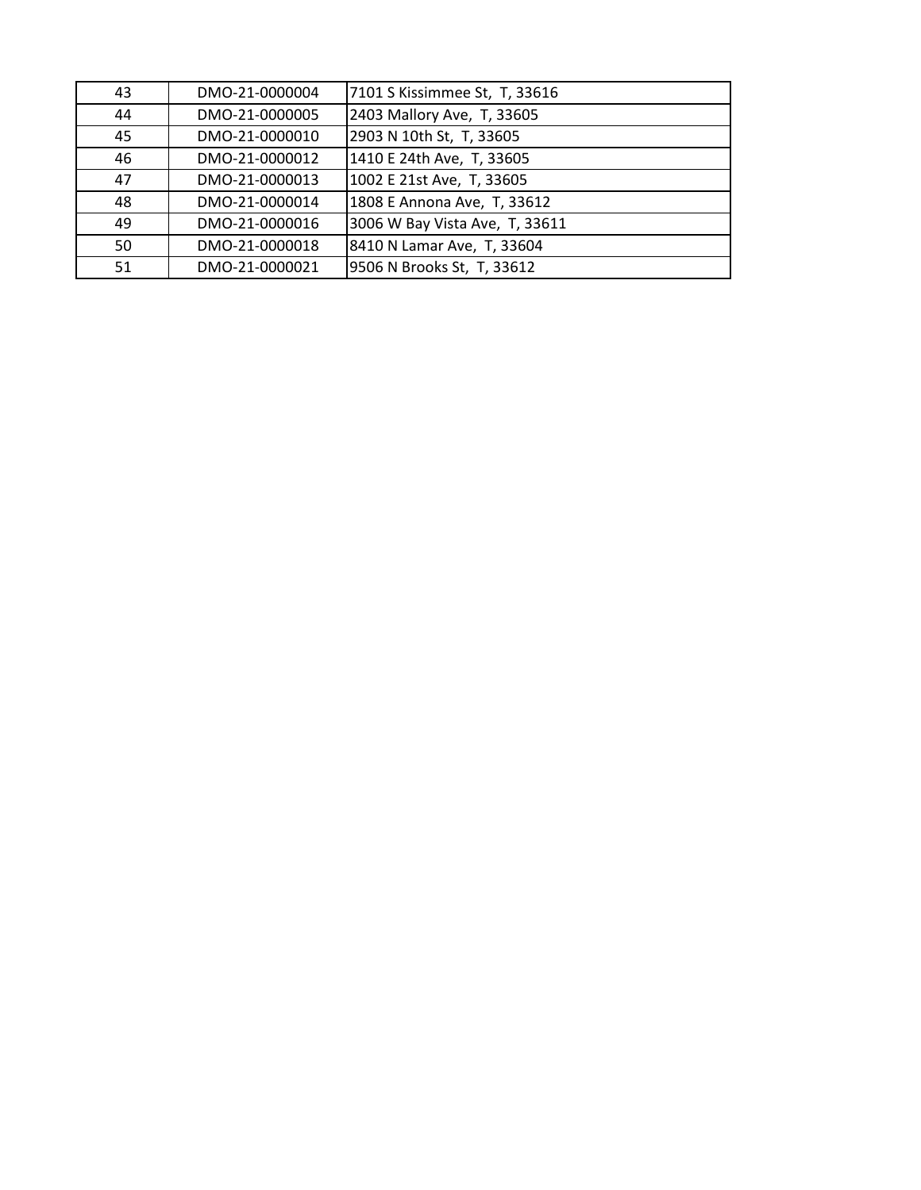| | | |
|---|---|---|
| 43 | DMO-21-0000004 | 7101 S Kissimmee St, T, 33616 |
| 44 | DMO-21-0000005 | 2403 Mallory Ave, T, 33605 |
| 45 | DMO-21-0000010 | 2903 N 10th St, T, 33605 |
| 46 | DMO-21-0000012 | 1410 E 24th Ave, T, 33605 |
| 47 | DMO-21-0000013 | 1002 E 21st Ave, T, 33605 |
| 48 | DMO-21-0000014 | 1808 E Annona Ave, T, 33612 |
| 49 | DMO-21-0000016 | 3006 W Bay Vista Ave, T, 33611 |
| 50 | DMO-21-0000018 | 8410 N Lamar Ave, T, 33604 |
| 51 | DMO-21-0000021 | 9506 N Brooks St, T, 33612 |